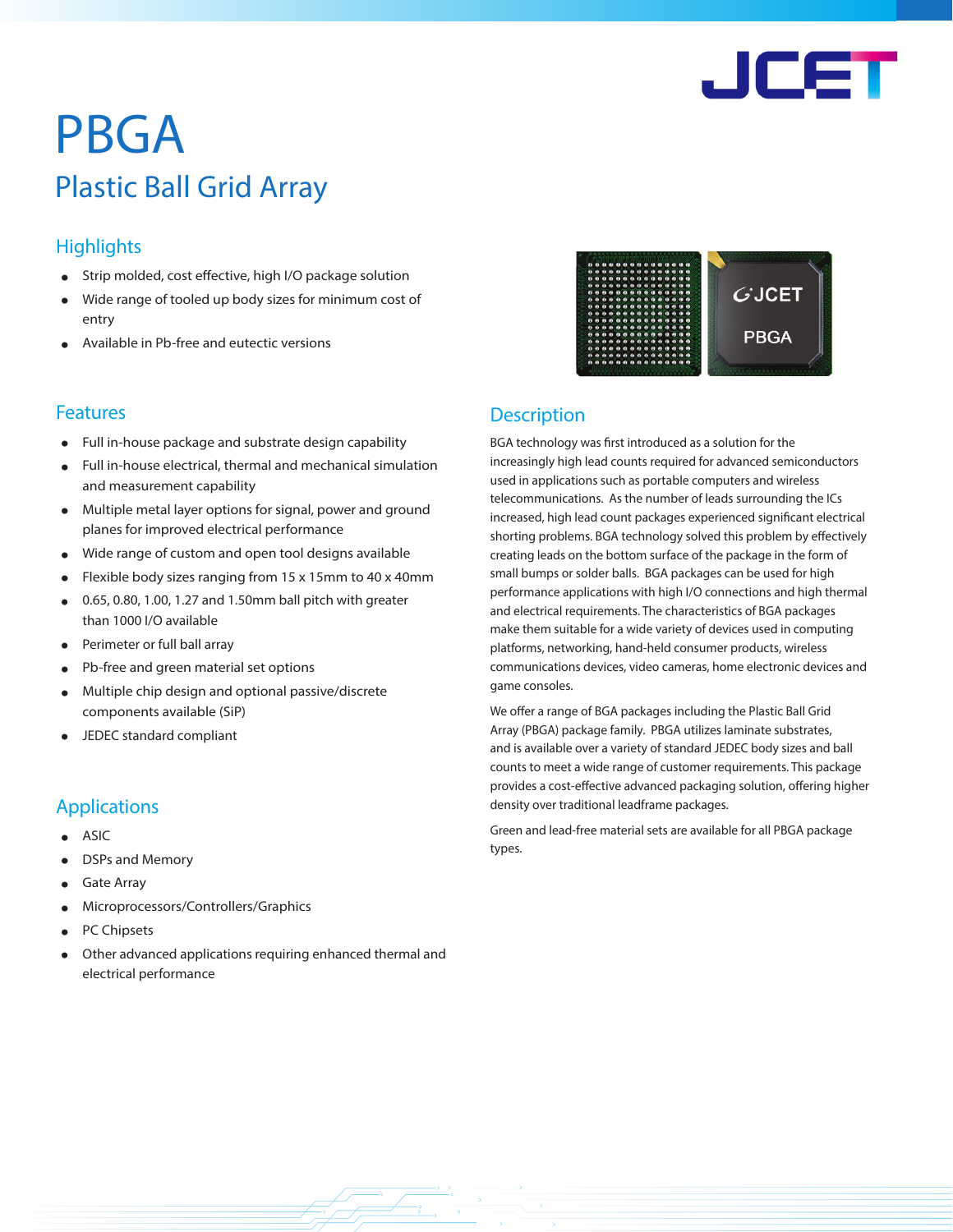# PBGA

## Plastic Ball Grid Array

### Highlights

- Strip molded, cost effective, high I/O package solution
- Wide range of tooled up body sizes for minimum cost of entry
- Available in Pb-free and eutectic versions

### Features

- Full in-house package and substrate design capability
- Full in-house electrical, thermal and mechanical simulation and measurement capability
- Multiple metal layer options for signal, power and ground planes for improved electrical performance
- Wide range of custom and open tool designs available
- Flexible body sizes ranging from 15 x 15mm to 40 x 40mm
- 0.65, 0.80, 1.00, 1.27 and 1.50mm ball pitch with greater than 1000 I/O available
- Perimeter or full ball array
- Pb-free and green material set options
- Multiple chip design and optional passive/discrete components available (SiP)
- JEDEC standard compliant

### Applications

- ASIC
- DSPs and Memory
- Gate Array
- Microprocessors/Controllers/Graphics
- PC Chipsets
- Other advanced applications requiring enhanced thermal and electrical performance

### Description

BGA technology was first introduced as a solution for the increasingly high lead counts required for advanced semiconductors used in applications such as portable computers and wireless telecommunications. As the number of leads surrounding the ICs increased, high lead count packages experienced significant electrical shorting problems. BGA technology solved this problem by effectively creating leads on the bottom surface of the package in the form of small bumps or solder balls. BGA packages can be used for high performance applications with high I/O connections and high thermal and electrical requirements. The characteristics of BGA packages make them suitable for a wide variety of devices used in computing platforms, networking, hand-held consumer products, wireless communications devices, video cameras, home electronic devices and game consoles.

We offer a range of BGA packages including the Plastic Ball Grid Array (PBGA) package family. PBGA utilizes laminate substrates, and is available over a variety of standard JEDEC body sizes and ball counts to meet a wide range of customer requirements. This package provides a cost-effective advanced packaging solution, offering higher density over traditional leadframe packages.

Green and lead-free material sets are available for all PBGA package types.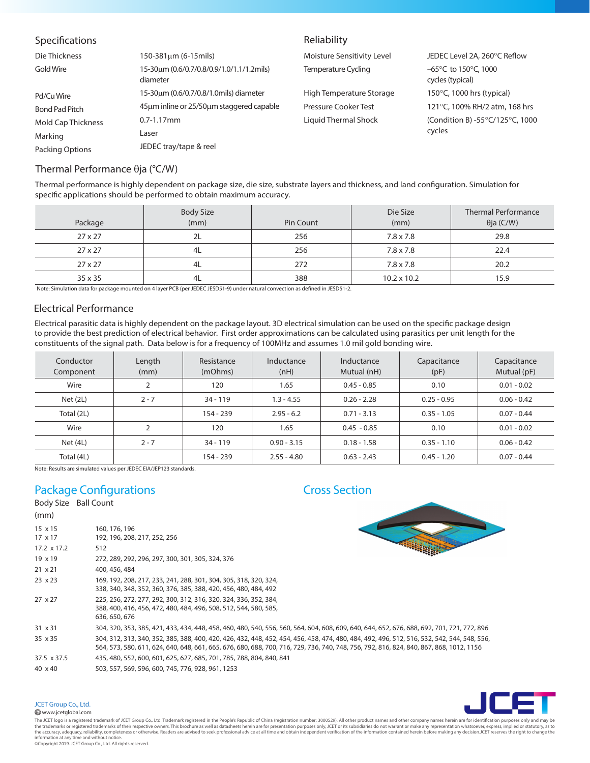## Specifications

| | |
|---|---|
| Die Thickness | 150-381µm (6-15mils) |
| Gold Wire | 15-30µm (0.6/0.7/0.8/0.9/1.0/1.1/1.2mils) diameter |
| Pd/Cu Wire | 15-30µm (0.6/0.7/0.8/1.0mils) diameter |
| Bond Pad Pitch | 45µm inline or 25/50µm staggered capable |
| Mold Cap Thickness | 0.7-1.17mm |
| Marking | Laser |
| Packing Options | JEDEC tray/tape & reel |

## Reliability

| | |
|---|---|
| Moisture Sensitivity Level | JEDEC Level 2A, 260°C Reflow |
| Temperature Cycling | –65°C to 150°C, 1000 cycles (typical) |
| High Temperature Storage | 150°C, 1000 hrs (typical) |
| Pressure Cooker Test | 121°C, 100% RH/2 atm, 168 hrs |
| Liquid Thermal Shock | (Condition B) -55°C/125°C, 1000 cycles |

## Thermal Performance θja (°C/W)

Thermal performance is highly dependent on package size, die size, substrate layers and thickness, and land configuration. Simulation for specific applications should be performed to obtain maximum accuracy.

| Package | Body Size (mm) | Pin Count | Die Size (mm) | Thermal Performance θja (C/W) |
|---|---|---|---|---|
| 27 x 27 | 2L | 256 | 7.8 x 7.8 | 29.8 |
| 27 x 27 | 4L | 256 | 7.8 x 7.8 | 22.4 |
| 27 x 27 | 4L | 272 | 7.8 x 7.8 | 20.2 |
| 35 x 35 | 4L | 388 | 10.2 x 10.2 | 15.9 |

Note: Simulation data for package mounted on 4 layer PCB (per JEDEC JESD51-9) under natural convection as defined in JESD51-2.

## Electrical Performance

Electrical parasitic data is highly dependent on the package layout. 3D electrical simulation can be used on the specific package design to provide the best prediction of electrical behavior. First order approximations can be calculated using parasitics per unit length for the constituents of the signal path. Data below is for a frequency of 100MHz and assumes 1.0 mil gold bonding wire.

| Conductor Component | Length (mm) | Resistance (mOhms) | Inductance (nH) | Inductance Mutual (nH) | Capacitance (pF) | Capacitance Mutual (pF) |
|---|---|---|---|---|---|---|
| Wire | 2 | 120 | 1.65 | 0.45 - 0.85 | 0.10 | 0.01 - 0.02 |
| Net (2L) | 2 - 7 | 34 - 119 | 1.3 - 4.55 | 0.26 - 2.28 | 0.25 - 0.95 | 0.06 - 0.42 |
| Total (2L) | | 154 - 239 | 2.95 - 6.2 | 0.71 - 3.13 | 0.35 - 1.05 | 0.07 - 0.44 |
| Wire | 2 | 120 | 1.65 | 0.45 - 0.85 | 0.10 | 0.01 - 0.02 |
| Net (4L) | 2 - 7 | 34 - 119 | 0.90 - 3.15 | 0.18 - 1.58 | 0.35 - 1.10 | 0.06 - 0.42 |
| Total (4L) | | 154 - 239 | 2.55 - 4.80 | 0.63 - 2.43 | 0.45 - 1.20 | 0.07 - 0.44 |

Note: Results are simulated values per JEDEC EIA/JEP123 standards.

## Package Configurations

| Body Size (mm) | Ball Count |
|---|---|
| 15 x 15 | 160, 176, 196 |
| 17 x 17 | 192, 196, 208, 217, 252, 256 |
| 17.2 x 17.2 | 512 |
| 19 x 19 | 272, 289, 292, 296, 297, 300, 301, 305, 324, 376 |
| 21 x 21 | 400, 456, 484 |
| 23 x 23 | 169, 192, 208, 217, 233, 241, 288, 301, 304, 305, 318, 320, 324, 338, 340, 348, 352, 360, 376, 385, 388, 420, 456, 480, 484, 492 |
| 27 x 27 | 225, 256, 272, 277, 292, 300, 312, 316, 320, 324, 336, 352, 384, 388, 400, 416, 456, 472, 480, 484, 496, 508, 512, 544, 580, 585, 636, 650, 676 |
| 31 x 31 | 304, 320, 353, 385, 421, 433, 434, 448, 458, 460, 480, 540, 556, 560, 564, 604, 608, 609, 640, 644, 652, 676, 688, 692, 701, 721, 772, 896 |
| 35 x 35 | 304, 312, 313, 340, 352, 385, 388, 400, 420, 426, 432, 448, 452, 454, 456, 458, 474, 480, 484, 492, 496, 512, 516, 532, 542, 544, 548, 556, 564, 573, 580, 611, 624, 640, 648, 661, 665, 676, 680, 688, 700, 716, 729, 736, 740, 748, 756, 792, 816, 824, 840, 867, 868, 1012, 1156 |
| 37.5 x 37.5 | 435, 480, 552, 600, 601, 625, 627, 685, 701, 785, 788, 804, 840, 841 |
| 40 x 40 | 503, 557, 569, 596, 600, 745, 776, 928, 961, 1253 |

## Cross Section

JCET Group Co., Ltd.
www.jcetglobal.com

The JCET logo is a registered trademark of JCET Group Co., Ltd. Trademark registered in the People's Republic of China (registration number: 3000529). All other product names and other company names herein are for identification purposes only and may be the trademarks or registered trademarks of their respective owners. This brochure as well as datasheets herein are for presentation purposes only. JCET or its subsidiaries do not warrant or make any representation whatsoever, express, implied or statutory, as to the accuracy, adequacy, reliability, completeness or otherwise. Readers are advised to seek professional advice at all time and obtain independent verification of the information contained herein before making any decision.JCET reserves the right to change the information at any time and without notice.

©Copyright 2019. JCET Group Co., Ltd. All rights reserved.